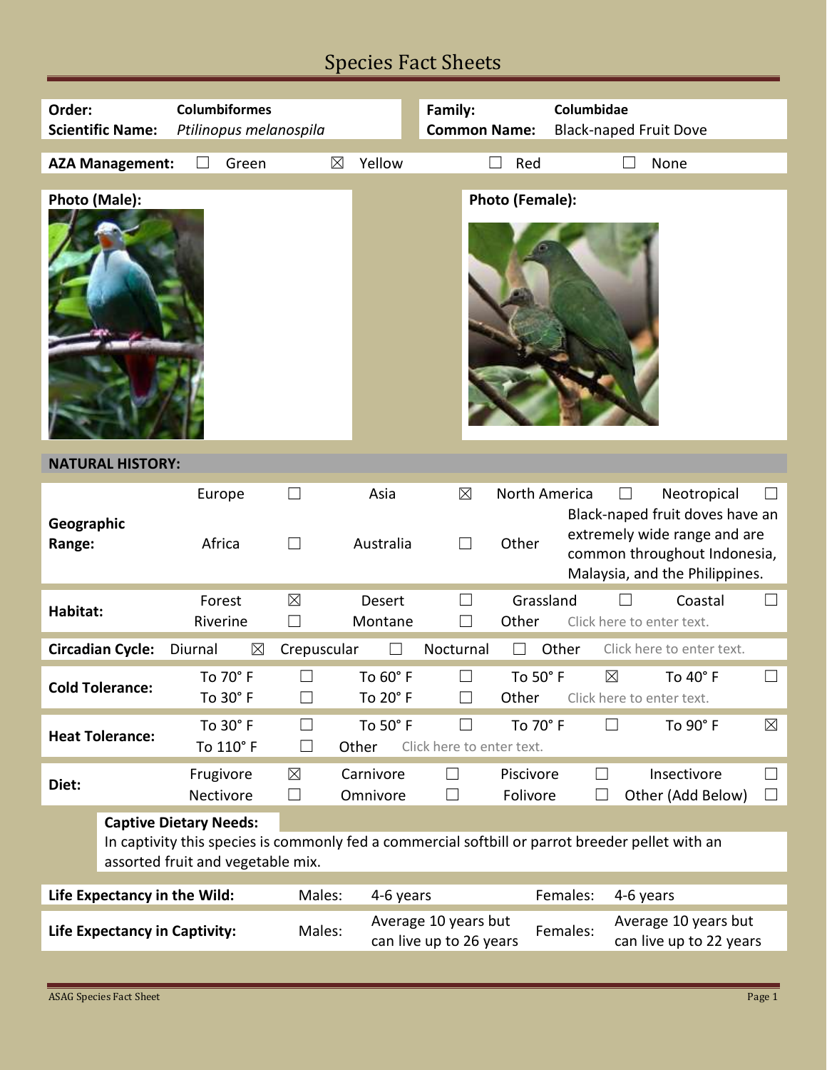# Species Fact Sheets

| | | | |
|---|---|---|---|
| **Order:** | **Columbiformes** | **Family:** | **Columbidae** |
| **Scientific Name:** | *Ptilinopus melanospila* | **Common Name:** | Black-naped Fruit Dove |

**AZA Management:** ☐ Green ☒ Yellow ☐ Red ☐ None

**Photo (Male):**

**Photo (Female):**

## NATURAL HISTORY:

| | | | | | | | | |
|---|---|---|---|---|---|---|---|---|
| **Geographic Range:** | Europe | ☐ | Asia | ☒ | North America | ☐ | Neotropical | ☐ |
| | Africa | ☐ | Australia | ☐ | Other | Black-naped fruit doves have an extremely wide range and are common throughout Indonesia, Malaysia, and the Philippines. | | |
| **Habitat:** | Forest | ☒ | Desert | ☐ | Grassland | ☐ | Coastal | ☐ |
| | Riverine | ☐ | Montane | ☐ | Other | Click here to enter text. | | |
| **Circadian Cycle:** | Diurnal ☒ | | Crepuscular ☐ | | Nocturnal ☐ | | Other | Click here to enter text. |
| **Cold Tolerance:** | To 70° F | ☐ | To 60° F | ☐ | To 50° F | ☒ | To 40° F | ☐ |
| | To 30° F | ☐ | To 20° F | ☐ | Other | Click here to enter text. | | |
| **Heat Tolerance:** | To 30° F | ☐ | To 50° F | ☐ | To 70° F | ☐ | To 90° F | ☒ |
| | To 110° F | ☐ | Other | Click here to enter text. | | | | |
| **Diet:** | Frugivore | ☒ | Carnivore | ☐ | Piscivore | ☐ | Insectivore | ☐ |
| | Nectivore | ☐ | Omnivore | ☐ | Folivore | ☐ | Other (Add Below) | ☐ |

**Captive Dietary Needs:**
In captivity this species is commonly fed a commercial softbill or parrot breeder pellet with an assorted fruit and vegetable mix.

| | | | | |
|---|---|---|---|---|
| **Life Expectancy in the Wild:** | Males: | 4-6 years | Females: | 4-6 years |
| **Life Expectancy in Captivity:** | Males: | Average 10 years but can live up to 26 years | Females: | Average 10 years but can live up to 22 years |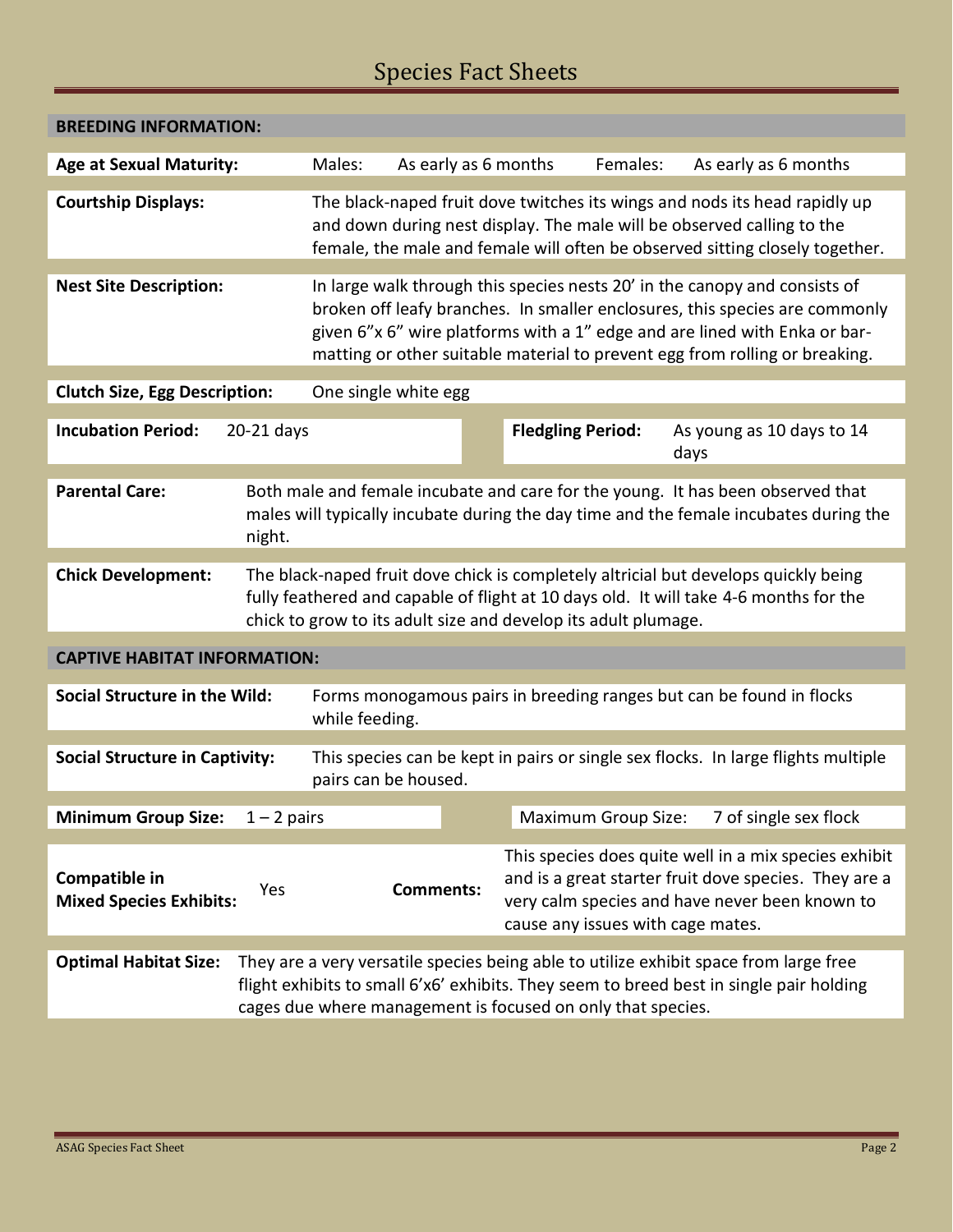# Species Fact Sheets

## BREEDING INFORMATION:

**Age at Sexual Maturity:** Males: As early as 6 months Females: As early as 6 months

**Courtship Displays:** The black-naped fruit dove twitches its wings and nods its head rapidly up and down during nest display. The male will be observed calling to the female, the male and female will often be observed sitting closely together.

**Nest Site Description:** In large walk through this species nests 20' in the canopy and consists of broken off leafy branches. In smaller enclosures, this species are commonly given 6"x 6" wire platforms with a 1" edge and are lined with Enka or bar-matting or other suitable material to prevent egg from rolling or breaking.

**Clutch Size, Egg Description:** One single white egg

**Incubation Period:** 20-21 days

**Fledgling Period:** As young as 10 days to 14 days

**Parental Care:** Both male and female incubate and care for the young. It has been observed that males will typically incubate during the day time and the female incubates during the night.

**Chick Development:** The black-naped fruit dove chick is completely altricial but develops quickly being fully feathered and capable of flight at 10 days old. It will take 4-6 months for the chick to grow to its adult size and develop its adult plumage.

## CAPTIVE HABITAT INFORMATION:

**Social Structure in the Wild:** Forms monogamous pairs in breeding ranges but can be found in flocks while feeding.

**Social Structure in Captivity:** This species can be kept in pairs or single sex flocks. In large flights multiple pairs can be housed.

**Minimum Group Size:** 1 – 2 pairs

**Maximum Group Size:** 7 of single sex flock

**Compatible in Mixed Species Exhibits:** Yes

**Comments:** This species does quite well in a mix species exhibit and is a great starter fruit dove species. They are a very calm species and have never been known to cause any issues with cage mates.

**Optimal Habitat Size:** They are a very versatile species being able to utilize exhibit space from large free flight exhibits to small 6'x6' exhibits. They seem to breed best in single pair holding cages due where management is focused on only that species.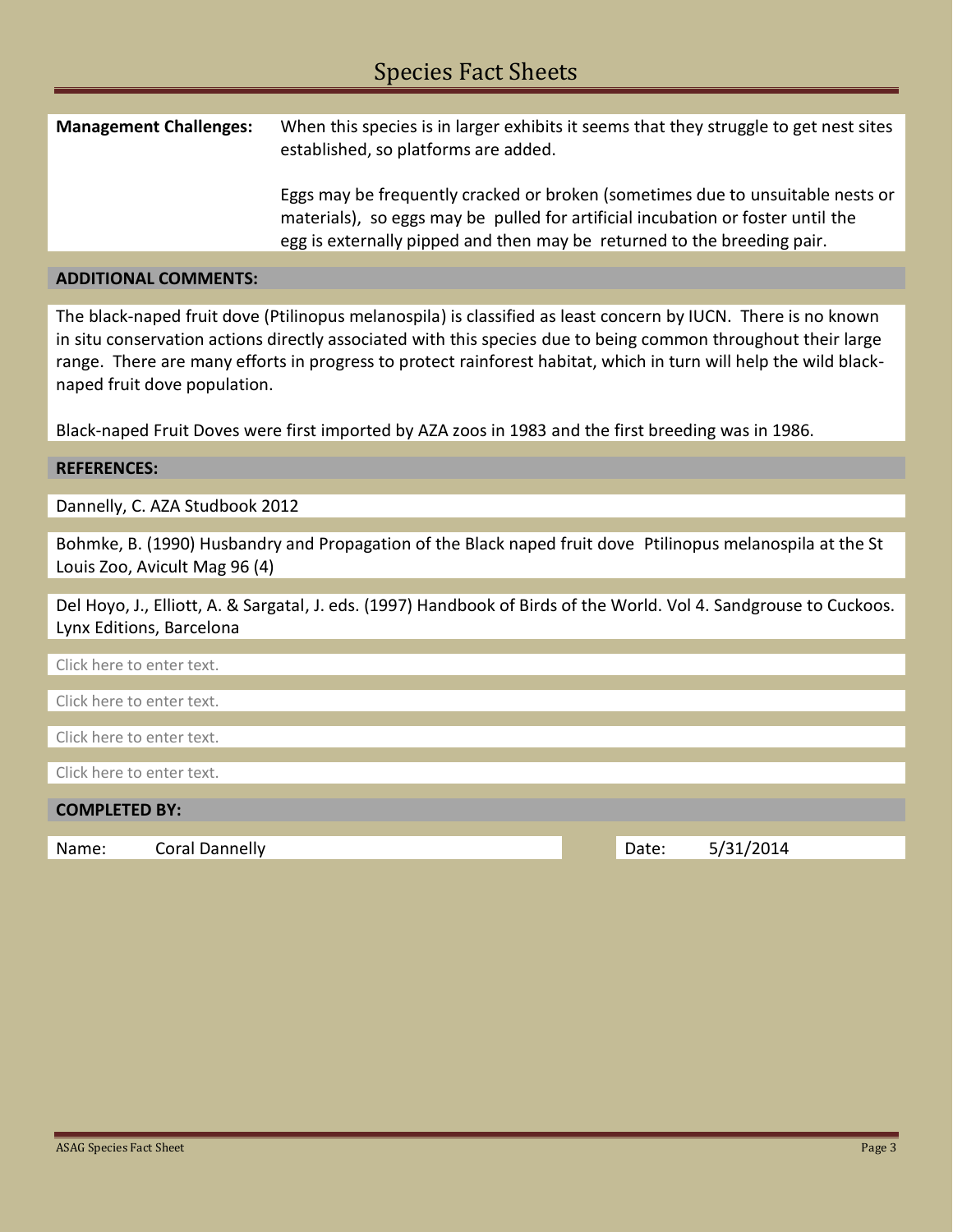| | |
|---|---|
| **Management Challenges:** | When this species is in larger exhibits it seems that they struggle to get nest sites established, so platforms are added.<br><br>Eggs may be frequently cracked or broken (sometimes due to unsuitable nests or materials), so eggs may be pulled for artificial incubation or foster until the egg is externally pipped and then may be returned to the breeding pair. |

## ADDITIONAL COMMENTS:

The black-naped fruit dove (Ptilinopus melanospila) is classified as least concern by IUCN. There is no known in situ conservation actions directly associated with this species due to being common throughout their large range. There are many efforts in progress to protect rainforest habitat, which in turn will help the wild black-naped fruit dove population.

Black-naped Fruit Doves were first imported by AZA zoos in 1983 and the first breeding was in 1986.

## REFERENCES:

Dannelly, C. AZA Studbook 2012

Bohmke, B. (1990) Husbandry and Propagation of the Black naped fruit dove Ptilinopus melanospila at the St Louis Zoo, Avicult Mag 96 (4)

Del Hoyo, J., Elliott, A. & Sargatal, J. eds. (1997) Handbook of Birds of the World. Vol 4. Sandgrouse to Cuckoos. Lynx Editions, Barcelona

Click here to enter text.

Click here to enter text.

Click here to enter text.

Click here to enter text.

## COMPLETED BY:

| | | | |
|---|---|---|---|
| Name: | Coral Dannelly | Date: | 5/31/2014 |